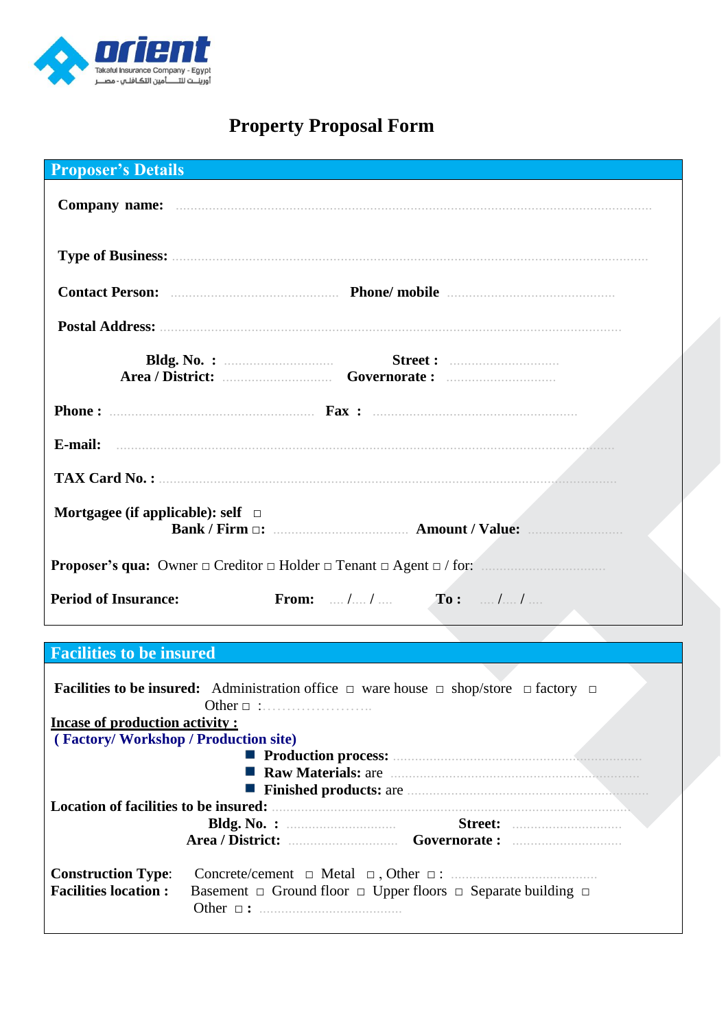orient
Takaful Insurance Company - Egypt
أورينـت للتـــأمين التكـافلي - مصــر

# Property Proposal Form

## Proposer's Details

**Company name:** ...................................................................................................................................

**Type of Business:** ...................................................................................................................................

**Contact Person:** ............................................... **Phone/ mobile** ...............................................

**Postal Address:** ...................................................................................................................................

**Bldg. No. :** .............................. **Street :** ..............................
**Area / District:** .............................. **Governorate :** ..............................

**Phone :** ....................................................... **Fax :** .......................................................

**E-mail:** ...................................................................................................................................

**TAX Card No. :** ...................................................................................................................................

**Mortgagee (if applicable): self** □
**Bank / Firm** □**:** .................................... **Amount / Value:** .........................

**Proposer's qua:** Owner □ Creditor □ Holder □ Tenant □ Agent □ / for: .................................

**Period of Insurance:** **From:** .... /.... / .... **To :** .... /.... / ....

## Facilities to be insured

**Facilities to be insured:** Administration office □ ware house □ shop/store □ factory □ Other □ :……………………..

**Incase of production activity :**

**( Factory/ Workshop / Production site)**

- **Production process:** .....................................................................................
- **Raw Materials:** are .....................................................................................
- **Finished products:** are .....................................................................................

**Location of facilities to be insured:** .....................................................................................

**Bldg. No. :** .............................. **Street:** ..............................
**Area / District:** .............................. **Governorate :** ..............................

**Construction Type**: Concrete/cement □ Metal □ , Other □ : .......................................
**Facilities location :** Basement □ Ground floor □ Upper floors □ Separate building □ Other □ **:** .......................................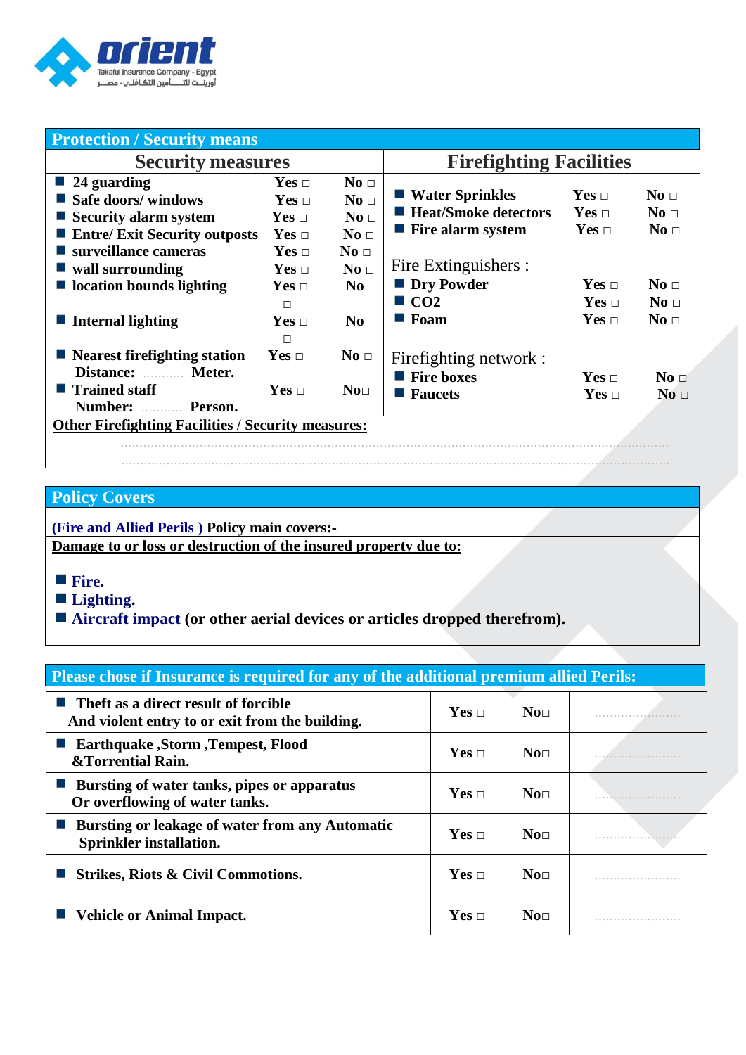orient
Takaful Insurance Company - Egypt
أورينــت للتـــأمين التكافلي - مصـــر

## Protection / Security means

| Security measures | | | Firefighting Facilities | | |
|---|---|---|---|---|---|
| ■ 24 guarding | Yes □ | No □ | ■ Water Sprinkles | Yes □ | No □ |
| ■ Safe doors/ windows | Yes □ | No □ | ■ Heat/Smoke detectors | Yes □ | No □ |
| ■ Security alarm system | Yes □ | No □ | ■ Fire alarm system | Yes □ | No □ |
| ■ Entre/ Exit Security outposts | Yes □ | No □ | | | |
| ■ surveillance cameras | Yes □ | No □ | Fire Extinguishers : | | |
| ■ wall surrounding | Yes □ | No □ | ■ Dry Powder | Yes □ | No □ |
| ■ location bounds lighting | Yes □ | No □ | ■ CO2 | Yes □ | No □ |
| ■ Internal lighting | Yes □ | No □ | ■ Foam | Yes □ | No □ |
| ■ Nearest firefighting station Distance: .......... Meter. | Yes □ | No □ | Firefighting network : | | |
| ■ Trained staff Number: .......... Person. | Yes □ | No□ | ■ Fire boxes | Yes □ | No □ |
| | | | ■ Faucets | Yes □ | No □ |

**Other Firefighting Facilities / Security measures:**

..........................................................................................................................................

..........................................................................................................................................

## Policy Covers

**(Fire and Allied Perils ) Policy main covers:-**

**Damage to or loss or destruction of the insured property due to:**

- **Fire.**
- **Lighting.**
- **Aircraft impact (or other aerial devices or articles dropped therefrom).**

## Please chose if Insurance is required for any of the additional premium allied Perils:

| Peril | Yes | No | |
|---|---|---|---|
| ■ Theft as a direct result of forcible And violent entry to or exit from the building. | Yes □ | No□ | ........................ |
| ■ Earthquake ,Storm ,Tempest, Flood &Torrential Rain. | Yes □ | No□ | ........................ |
| ■ Bursting of water tanks, pipes or apparatus Or overflowing of water tanks. | Yes □ | No□ | ........................ |
| ■ Bursting or leakage of water from any Automatic Sprinkler installation. | Yes □ | No□ | ........................ |
| ■ Strikes, Riots & Civil Commotions. | Yes □ | No□ | ........................ |
| ■ Vehicle or Animal Impact. | Yes □ | No□ | ........................ |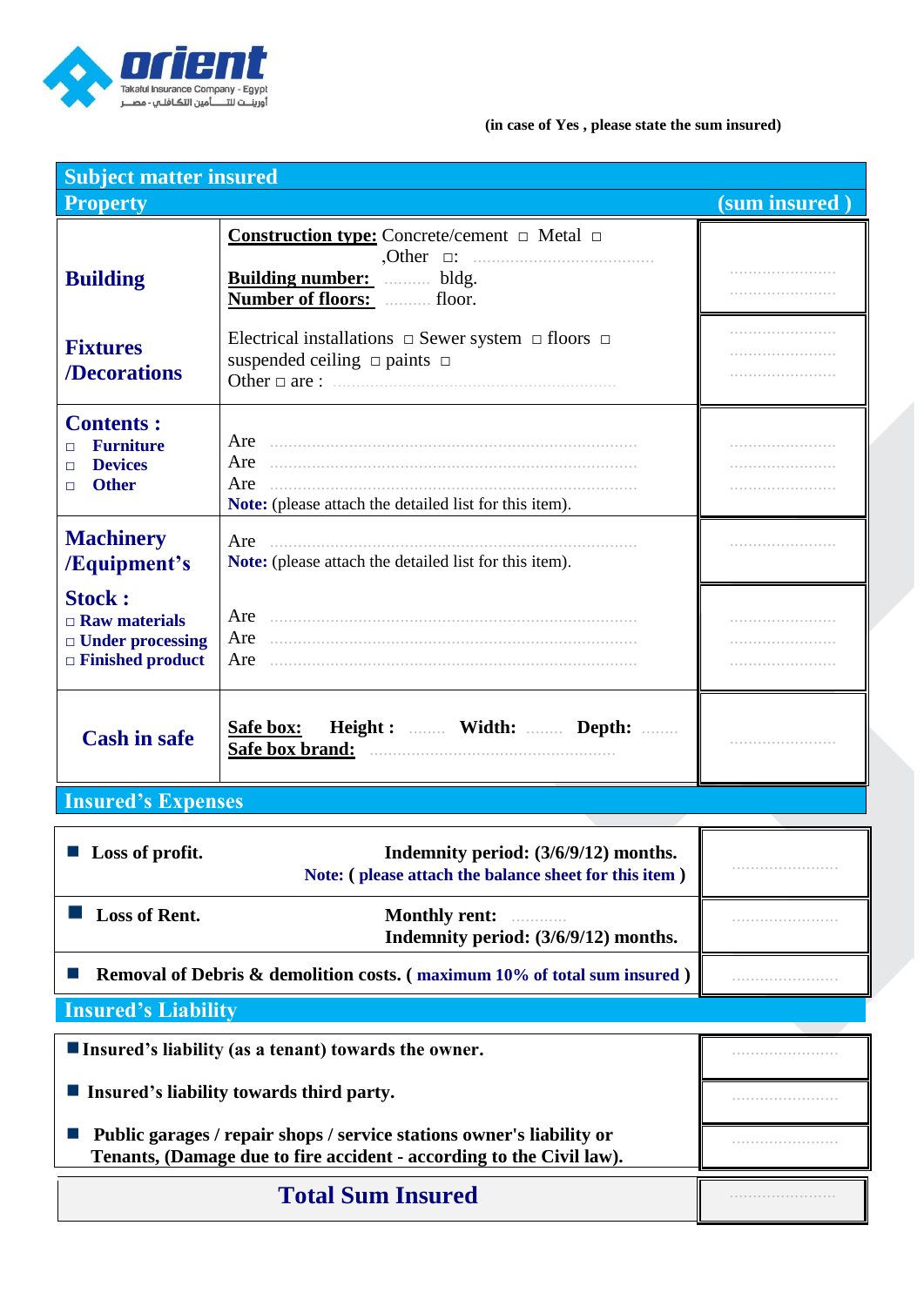(in case of Yes , please state the sum insured)

| Subject matter insured | | |
|---|---|---|
| **Property** | | **(sum insured )** |
| **Building** | **Construction type:** Concrete/cement □ Metal □ ,Other □: ………………………………… **Building number:** ……… bldg. **Number of floors:** ……… floor. | …………………… …………………… |
| **Fixtures /Decorations** | Electrical installations □ Sewer system □ floors □ suspended ceiling □ paints □ Other □ are : …………………………………………………… | …………………… …………………… …………………… |
| **Contents :** □ **Furniture** □ **Devices** □ **Other** | Are …………………………………………………………… Are …………………………………………………………… Are …………………………………………………………… **Note:** (please attach the detailed list for this item). | …………………… …………………… …………………… |
| **Machinery /Equipment's** | Are …………………………………………………………… **Note:** (please attach the detailed list for this item). | …………………… |
| **Stock :** □ **Raw materials** □ **Under processing** □ **Finished product** | Are …………………………………………………………… Are …………………………………………………………… Are …………………………………………………………… | …………………… …………………… …………………… |
| **Cash in safe** | **Safe box:** **Height :** ……… **Width:** ……… **Depth:** ……… **Safe box brand:** …………………………………………… | …………………… |

**Insured's Expenses**

| | | |
|---|---|---|
| ■ **Loss of profit.** | **Indemnity period: (3/6/9/12) months.** **Note: ( please attach the balance sheet for this item )** | …………………… |
| ■ **Loss of Rent.** | **Monthly rent:** ………… **Indemnity period: (3/6/9/12) months.** | …………………… |
| ■ **Removal of Debris & demolition costs. ( maximum 10% of total sum insured )** | | …………………… |

**Insured's Liability**

| | |
|---|---|
| ■ **Insured's liability (as a tenant) towards the owner.** | …………………… |
| ■ **Insured's liability towards third party.** | …………………… |
| ■ **Public garages / repair shops / service stations owner's liability or Tenants, (Damage due to fire accident - according to the Civil law).** | …………………… |
| **Total Sum Insured** | …………………… |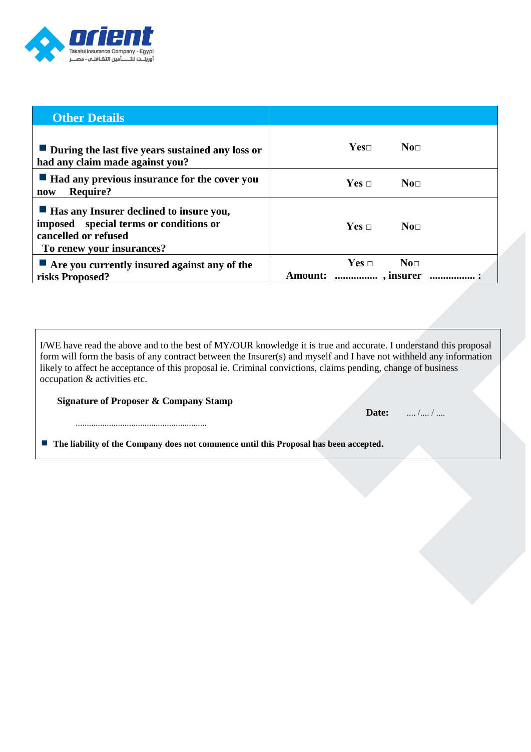| Other Details | |
|---|---|
| ■ **During the last five years sustained any loss or had any claim made against you?** | **Yes□ No□** |
| ■ **Had any previous insurance for the cover you now Require?** | **Yes □ No□** |
| ■ **Has any Insurer declined to insure you, imposed special terms or conditions or cancelled or refused To renew your insurances?** | **Yes □ No□** |
| ■ **Are you currently insured against any of the risks Proposed?** | **Yes □ No□** **Amount: ................ , insurer ................. :** |

I/WE have read the above and to the best of MY/OUR knowledge it is true and accurate. I understand this proposal form will form the basis of any contract between the Insurer(s) and myself and I have not withheld any information likely to affect he acceptance of this proposal ie. Criminal convictions, claims pending, change of business occupation & activities etc.

**Signature of Proposer & Company Stamp**

**Date:** .... /.... / ....

..........................................................

■ **The liability of the Company does not commence until this Proposal has been accepted.**